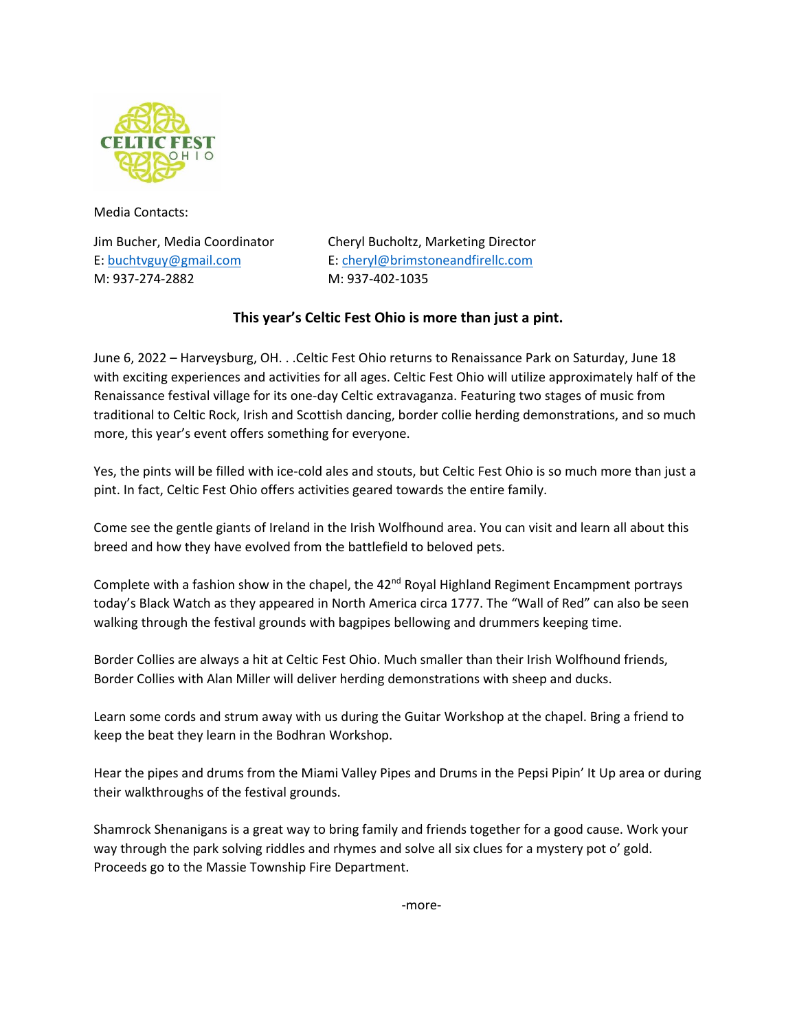CELTIC FEST OHIO

Media Contacts:

Jim Bucher, Media Coordinator
E: buchtvguy@gmail.com
M: 937-274-2882

Cheryl Bucholtz, Marketing Director
E: cheryl@brimstoneandfirellc.com
M: 937-402-1035

**This year's Celtic Fest Ohio is more than just a pint.**

June 6, 2022 – Harveysburg, OH. . .Celtic Fest Ohio returns to Renaissance Park on Saturday, June 18 with exciting experiences and activities for all ages. Celtic Fest Ohio will utilize approximately half of the Renaissance festival village for its one-day Celtic extravaganza. Featuring two stages of music from traditional to Celtic Rock, Irish and Scottish dancing, border collie herding demonstrations, and so much more, this year's event offers something for everyone.

Yes, the pints will be filled with ice-cold ales and stouts, but Celtic Fest Ohio is so much more than just a pint. In fact, Celtic Fest Ohio offers activities geared towards the entire family.

Come see the gentle giants of Ireland in the Irish Wolfhound area. You can visit and learn all about this breed and how they have evolved from the battlefield to beloved pets.

Complete with a fashion show in the chapel, the 42nd Royal Highland Regiment Encampment portrays today's Black Watch as they appeared in North America circa 1777. The "Wall of Red" can also be seen walking through the festival grounds with bagpipes bellowing and drummers keeping time.

Border Collies are always a hit at Celtic Fest Ohio. Much smaller than their Irish Wolfhound friends, Border Collies with Alan Miller will deliver herding demonstrations with sheep and ducks.

Learn some cords and strum away with us during the Guitar Workshop at the chapel. Bring a friend to keep the beat they learn in the Bodhran Workshop.

Hear the pipes and drums from the Miami Valley Pipes and Drums in the Pepsi Pipin' It Up area or during their walkthroughs of the festival grounds.

Shamrock Shenanigans is a great way to bring family and friends together for a good cause. Work your way through the park solving riddles and rhymes and solve all six clues for a mystery pot o' gold. Proceeds go to the Massie Township Fire Department.

-more-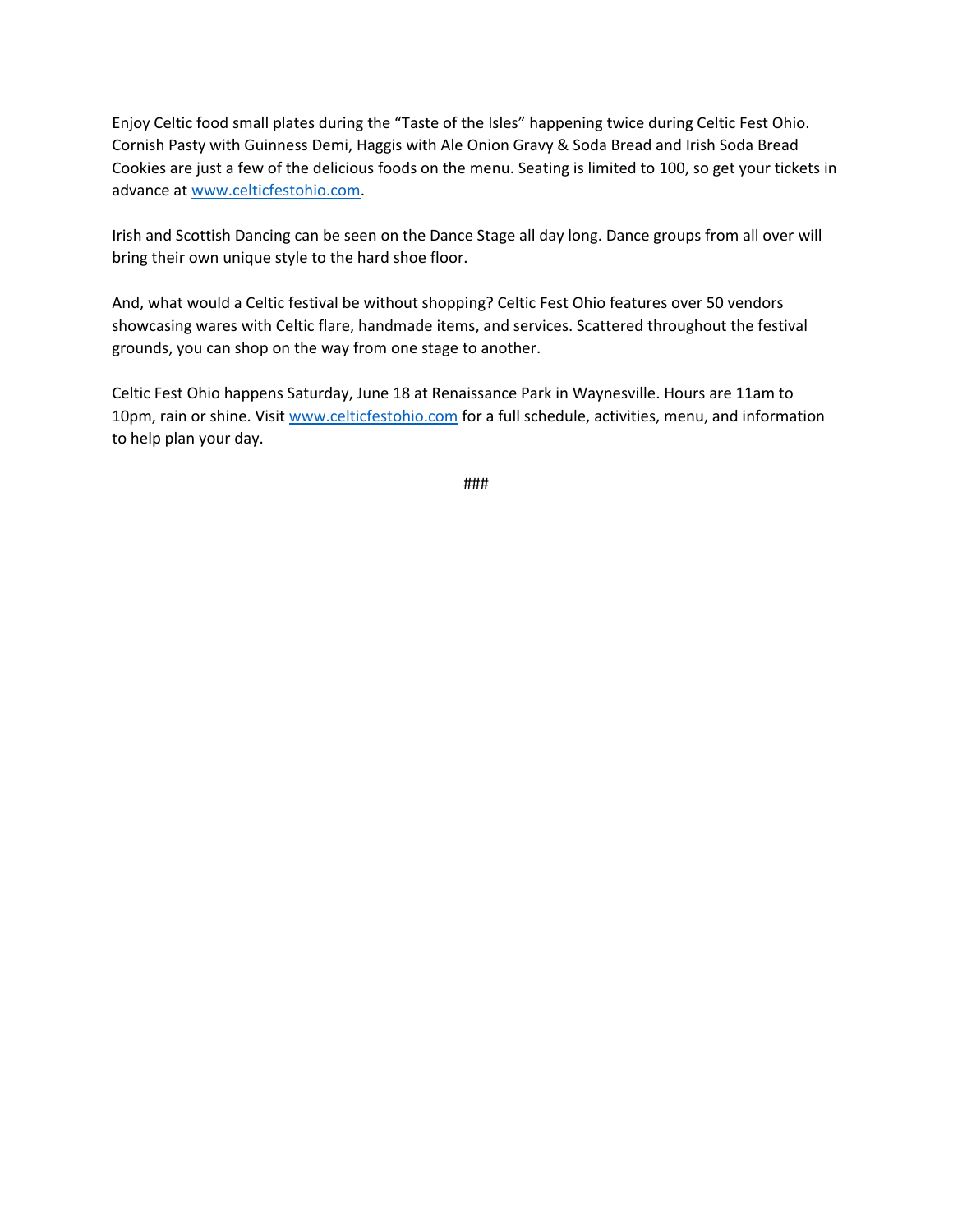Enjoy Celtic food small plates during the "Taste of the Isles" happening twice during Celtic Fest Ohio. Cornish Pasty with Guinness Demi, Haggis with Ale Onion Gravy & Soda Bread and Irish Soda Bread Cookies are just a few of the delicious foods on the menu. Seating is limited to 100, so get your tickets in advance at www.celticfestohio.com.

Irish and Scottish Dancing can be seen on the Dance Stage all day long. Dance groups from all over will bring their own unique style to the hard shoe floor.

And, what would a Celtic festival be without shopping? Celtic Fest Ohio features over 50 vendors showcasing wares with Celtic flare, handmade items, and services. Scattered throughout the festival grounds, you can shop on the way from one stage to another.

Celtic Fest Ohio happens Saturday, June 18 at Renaissance Park in Waynesville. Hours are 11am to 10pm, rain or shine. Visit www.celticfestohio.com for a full schedule, activities, menu, and information to help plan your day.

###